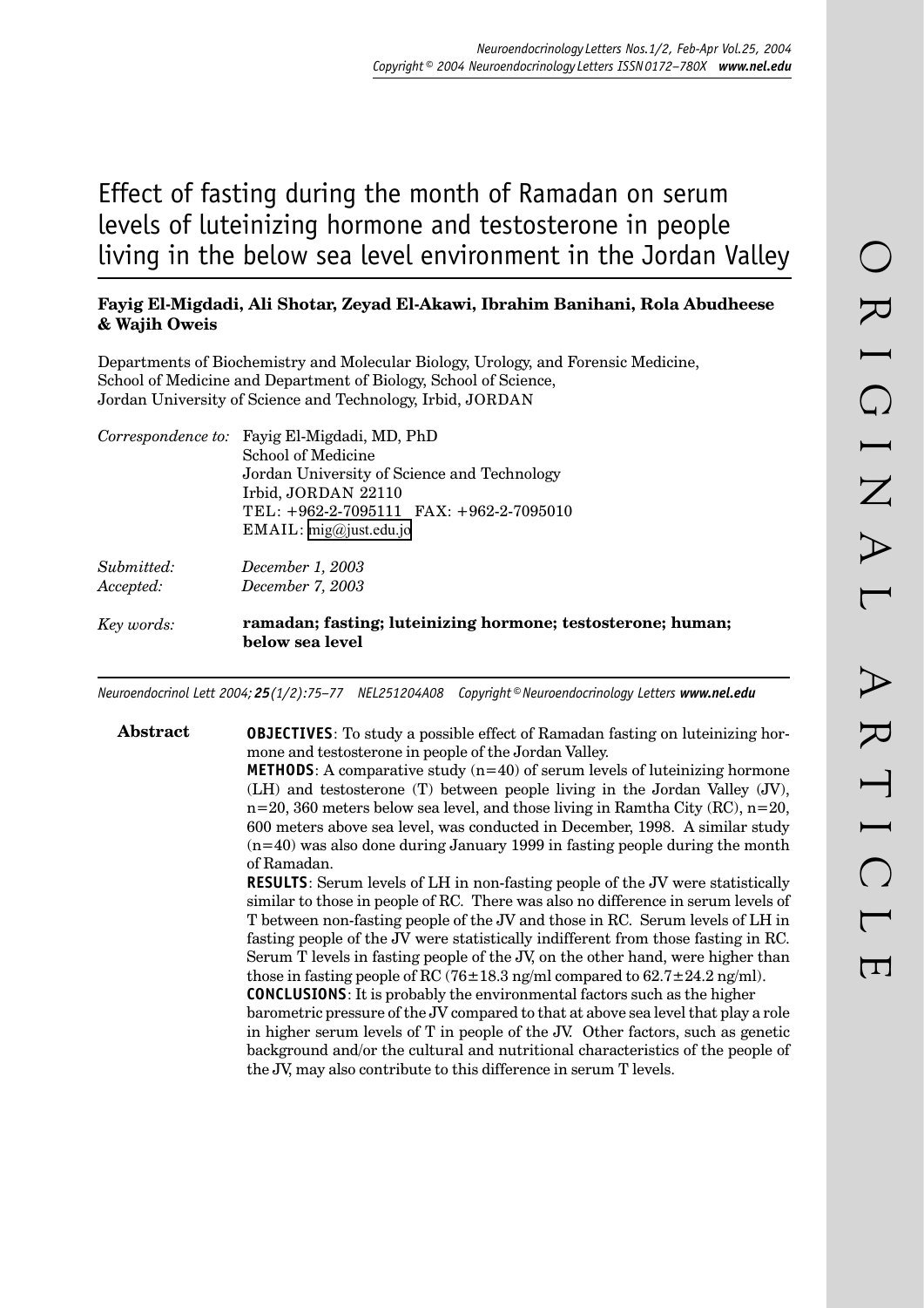# Effect of fasting during the month of Ramadan on serum levels of luteinizing hormone and testosterone in people living in the below sea level environment in the Jordan Valley

**Fayig El-Migdadi, Ali Shotar, Zeyad El-Akawi, Ibrahim Banihani, Rola Abudheese & Wajih Oweis**

Departments of Biochemistry and Molecular Biology, Urology, and Forensic Medicine, School of Medicine and Department of Biology, School of Science, Jordan University of Science and Technology, Irbid, JORDAN

*Correspondence to:* Fayig El-Migdadi, MD, PhD
School of Medicine
Jordan University of Science and Technology
Irbid, JORDAN 22110
TEL: +962-2-7095111 FAX: +962-2-7095010
EMAIL: mig@just.edu.jo

*Submitted:* *December 1, 2003*
*Accepted:* *December 7, 2003*

*Key words:* **ramadan; fasting; luteinizing hormone; testosterone; human; below sea level**

## Abstract

**OBJECTIVES**: To study a possible effect of Ramadan fasting on luteinizing hormone and testosterone in people of the Jordan Valley.

**METHODS**: A comparative study (n=40) of serum levels of luteinizing hormone (LH) and testosterone (T) between people living in the Jordan Valley (JV), n=20, 360 meters below sea level, and those living in Ramtha City (RC), n=20, 600 meters above sea level, was conducted in December, 1998. A similar study (n=40) was also done during January 1999 in fasting people during the month of Ramadan.

**RESULTS**: Serum levels of LH in non-fasting people of the JV were statistically similar to those in people of RC. There was also no difference in serum levels of T between non-fasting people of the JV and those in RC. Serum levels of LH in fasting people of the JV were statistically indifferent from those fasting in RC. Serum T levels in fasting people of the JV, on the other hand, were higher than those in fasting people of RC (76±18.3 ng/ml compared to 62.7±24.2 ng/ml).

**CONCLUSIONS**: It is probably the environmental factors such as the higher barometric pressure of the JV compared to that at above sea level that play a role in higher serum levels of T in people of the JV. Other factors, such as genetic background and/or the cultural and nutritional characteristics of the people of the JV, may also contribute to this difference in serum T levels.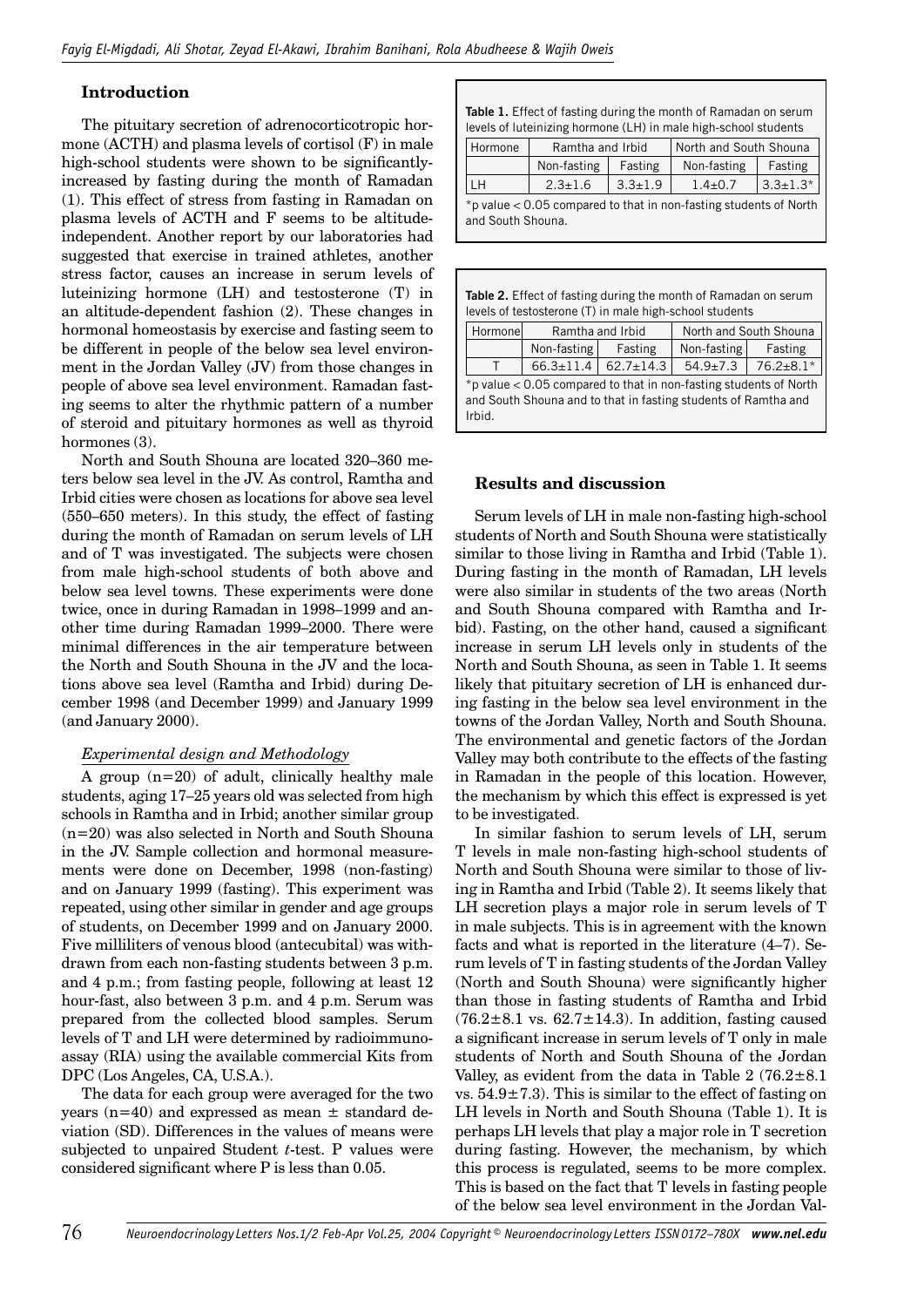## Introduction

The pituitary secretion of adrenocorticotropic hormone (ACTH) and plasma levels of cortisol (F) in male high-school students were shown to be significantly-increased by fasting during the month of Ramadan (1). This effect of stress from fasting in Ramadan on plasma levels of ACTH and F seems to be altitude-independent. Another report by our laboratories had suggested that exercise in trained athletes, another stress factor, causes an increase in serum levels of luteinizing hormone (LH) and testosterone (T) in an altitude-dependent fashion (2). These changes in hormonal homeostasis by exercise and fasting seem to be different in people of the below sea level environment in the Jordan Valley (JV) from those changes in people of above sea level environment. Ramadan fasting seems to alter the rhythmic pattern of a number of steroid and pituitary hormones as well as thyroid hormones (3).

North and South Shouna are located 320–360 meters below sea level in the JV. As control, Ramtha and Irbid cities were chosen as locations for above sea level (550–650 meters). In this study, the effect of fasting during the month of Ramadan on serum levels of LH and of T was investigated. The subjects were chosen from male high-school students of both above and below sea level towns. These experiments were done twice, once in during Ramadan in 1998–1999 and another time during Ramadan 1999–2000. There were minimal differences in the air temperature between the North and South Shouna in the JV and the locations above sea level (Ramtha and Irbid) during December 1998 (and December 1999) and January 1999 (and January 2000).

### *Experimental design and Methodology*

A group (n=20) of adult, clinically healthy male students, aging 17–25 years old was selected from high schools in Ramtha and in Irbid; another similar group (n=20) was also selected in North and South Shouna in the JV. Sample collection and hormonal measurements were done on December, 1998 (non-fasting) and on January 1999 (fasting). This experiment was repeated, using other similar in gender and age groups of students, on December 1999 and on January 2000. Five milliliters of venous blood (antecubital) was withdrawn from each non-fasting students between 3 p.m. and 4 p.m.; from fasting people, following at least 12 hour-fast, also between 3 p.m. and 4 p.m. Serum was prepared from the collected blood samples. Serum levels of T and LH were determined by radioimmunoassay (RIA) using the available commercial Kits from DPC (Los Angeles, CA, U.S.A.).

The data for each group were averaged for the two years (n=40) and expressed as mean ± standard deviation (SD). Differences in the values of means were subjected to unpaired Student *t*-test. P values were considered significant where P is less than 0.05.

**Table 1.** Effect of fasting during the month of Ramadan on serum levels of luteinizing hormone (LH) in male high-school students

| Hormone | Ramtha and Irbid | | North and South Shouna | |
|---|---|---|---|---|
| | Non-fasting | Fasting | Non-fasting | Fasting |
| LH | 2.3±1.6 | 3.3±1.9 | 1.4±0.7 | 3.3±1.3* |

*p value < 0.05 compared to that in non-fasting students of North and South Shouna.

**Table 2.** Effect of fasting during the month of Ramadan on serum levels of testosterone (T) in male high-school students

| Hormone | Ramtha and Irbid | | North and South Shouna | |
|---|---|---|---|---|
| | Non-fasting | Fasting | Non-fasting | Fasting |
| T | 66.3±11.4 | 62.7±14.3 | 54.9±7.3 | 76.2±8.1* |

*p value < 0.05 compared to that in non-fasting students of North and South Shouna and to that in fasting students of Ramtha and Irbid.

## Results and discussion

Serum levels of LH in male non-fasting high-school students of North and South Shouna were statistically similar to those living in Ramtha and Irbid (Table 1). During fasting in the month of Ramadan, LH levels were also similar in students of the two areas (North and South Shouna compared with Ramtha and Irbid). Fasting, on the other hand, caused a significant increase in serum LH levels only in students of the North and South Shouna, as seen in Table 1. It seems likely that pituitary secretion of LH is enhanced during fasting in the below sea level environment in the towns of the Jordan Valley, North and South Shouna. The environmental and genetic factors of the Jordan Valley may both contribute to the effects of the fasting in Ramadan in the people of this location. However, the mechanism by which this effect is expressed is yet to be investigated.

In similar fashion to serum levels of LH, serum T levels in male non-fasting high-school students of North and South Shouna were similar to those of living in Ramtha and Irbid (Table 2). It seems likely that LH secretion plays a major role in serum levels of T in male subjects. This is in agreement with the known facts and what is reported in the literature (4–7). Serum levels of T in fasting students of the Jordan Valley (North and South Shouna) were significantly higher than those in fasting students of Ramtha and Irbid (76.2±8.1 vs. 62.7±14.3). In addition, fasting caused a significant increase in serum levels of T only in male students of North and South Shouna of the Jordan Valley, as evident from the data in Table 2 (76.2±8.1 vs. 54.9±7.3). This is similar to the effect of fasting on LH levels in North and South Shouna (Table 1). It is perhaps LH levels that play a major role in T secretion during fasting. However, the mechanism, by which this process is regulated, seems to be more complex. This is based on the fact that T levels in fasting people of the below sea level environment in the Jordan Val-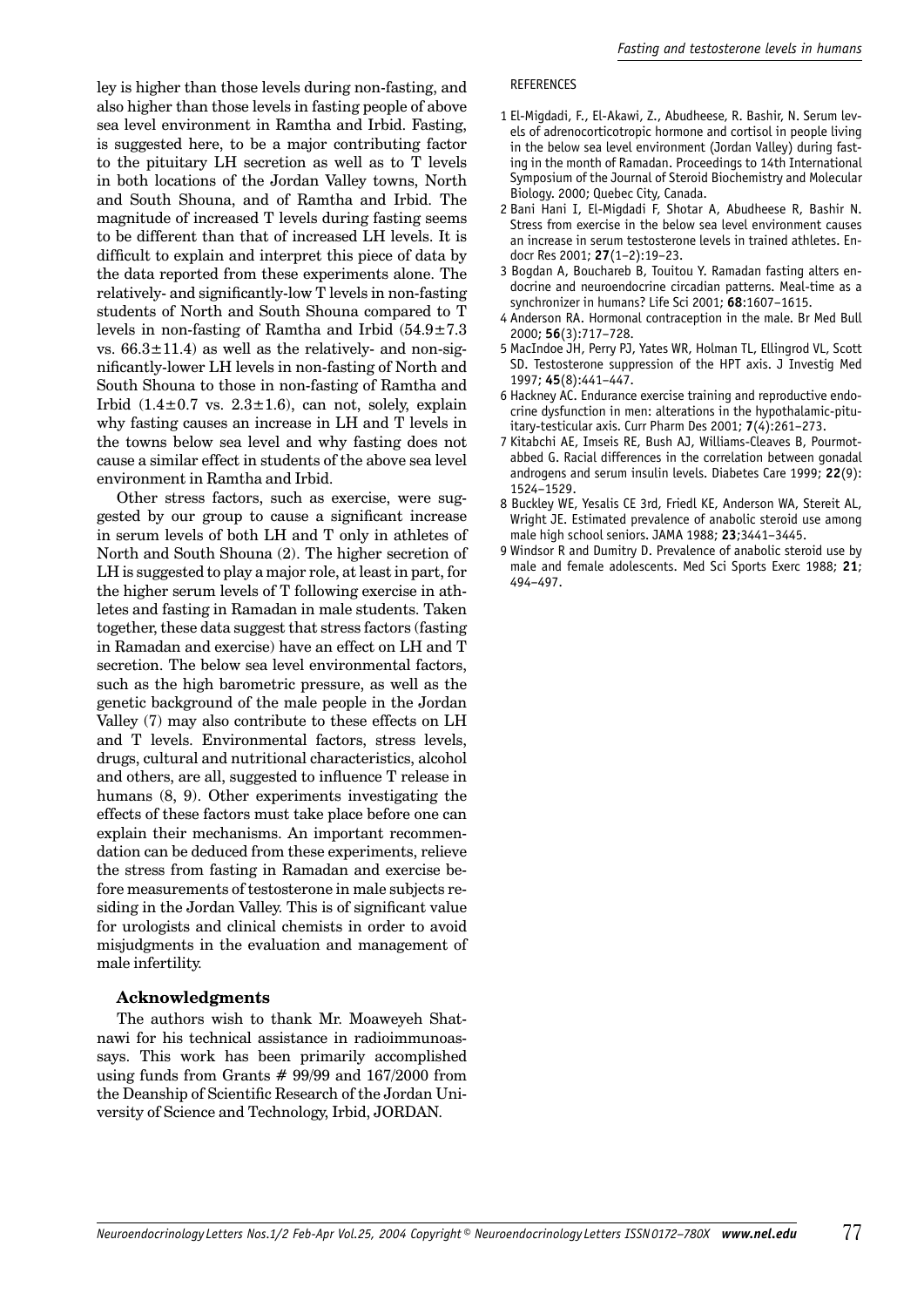ley is higher than those levels during non-fasting, and also higher than those levels in fasting people of above sea level environment in Ramtha and Irbid. Fasting, is suggested here, to be a major contributing factor to the pituitary LH secretion as well as to T levels in both locations of the Jordan Valley towns, North and South Shouna, and of Ramtha and Irbid. The magnitude of increased T levels during fasting seems to be different than that of increased LH levels. It is difficult to explain and interpret this piece of data by the data reported from these experiments alone. The relatively- and significantly-low T levels in non-fasting students of North and South Shouna compared to T levels in non-fasting of Ramtha and Irbid ($54.9 \pm 7.3$ vs. $66.3 \pm 11.4$) as well as the relatively- and non-significantly-lower LH levels in non-fasting of North and South Shouna to those in non-fasting of Ramtha and Irbid ($1.4 \pm 0.7$ vs. $2.3 \pm 1.6$), can not, solely, explain why fasting causes an increase in LH and T levels in the towns below sea level and why fasting does not cause a similar effect in students of the above sea level environment in Ramtha and Irbid.

Other stress factors, such as exercise, were suggested by our group to cause a significant increase in serum levels of both LH and T only in athletes of North and South Shouna (2). The higher secretion of LH is suggested to play a major role, at least in part, for the higher serum levels of T following exercise in athletes and fasting in Ramadan in male students. Taken together, these data suggest that stress factors (fasting in Ramadan and exercise) have an effect on LH and T secretion. The below sea level environmental factors, such as the high barometric pressure, as well as the genetic background of the male people in the Jordan Valley (7) may also contribute to these effects on LH and T levels. Environmental factors, stress levels, drugs, cultural and nutritional characteristics, alcohol and others, are all, suggested to influence T release in humans (8, 9). Other experiments investigating the effects of these factors must take place before one can explain their mechanisms. An important recommendation can be deduced from these experiments, relieve the stress from fasting in Ramadan and exercise before measurements of testosterone in male subjects residing in the Jordan Valley. This is of significant value for urologists and clinical chemists in order to avoid misjudgments in the evaluation and management of male infertility.

## Acknowledgments

The authors wish to thank Mr. Moaweyeh Shatnawi for his technical assistance in radioimmunoassays. This work has been primarily accomplished using funds from Grants # 99/99 and 167/2000 from the Deanship of Scientific Research of the Jordan University of Science and Technology, Irbid, JORDAN.

## REFERENCES

1. El-Migdadi, F., El-Akawi, Z., Abudheese, R. Bashir, N. Serum levels of adrenocorticotropic hormone and cortisol in people living in the below sea level environment (Jordan Valley) during fasting in the month of Ramadan. Proceedings to 14th International Symposium of the Journal of Steroid Biochemistry and Molecular Biology. 2000; Quebec City, Canada.
2. Bani Hani I, El-Migdadi F, Shotar A, Abudheese R, Bashir N. Stress from exercise in the below sea level environment causes an increase in serum testosterone levels in trained athletes. Endocr Res 2001; **27**(1–2):19–23.
3. Bogdan A, Bouchareb B, Touitou Y. Ramadan fasting alters endocrine and neuroendocrine circadian patterns. Meal-time as a synchronizer in humans? Life Sci 2001; **68**:1607–1615.
4. Anderson RA. Hormonal contraception in the male. Br Med Bull 2000; **56**(3):717–728.
5. MacIndoe JH, Perry PJ, Yates WR, Holman TL, Ellingrod VL, Scott SD. Testosterone suppression of the HPT axis. J Investig Med 1997; **45**(8):441–447.
6. Hackney AC. Endurance exercise training and reproductive endocrine dysfunction in men: alterations in the hypothalamic-pituitary-testicular axis. Curr Pharm Des 2001; **7**(4):261–273.
7. Kitabchi AE, Imseis RE, Bush AJ, Williams-Cleaves B, Pourmotabbed G. Racial differences in the correlation between gonadal androgens and serum insulin levels. Diabetes Care 1999; **22**(9): 1524–1529.
8. Buckley WE, Yesalis CE 3rd, Friedl KE, Anderson WA, Stereit AL, Wright JE. Estimated prevalence of anabolic steroid use among male high school seniors. JAMA 1988; **23**;3441–3445.
9. Windsor R and Dumitry D. Prevalence of anabolic steroid use by male and female adolescents. Med Sci Sports Exerc 1988; **21**; 494–497.